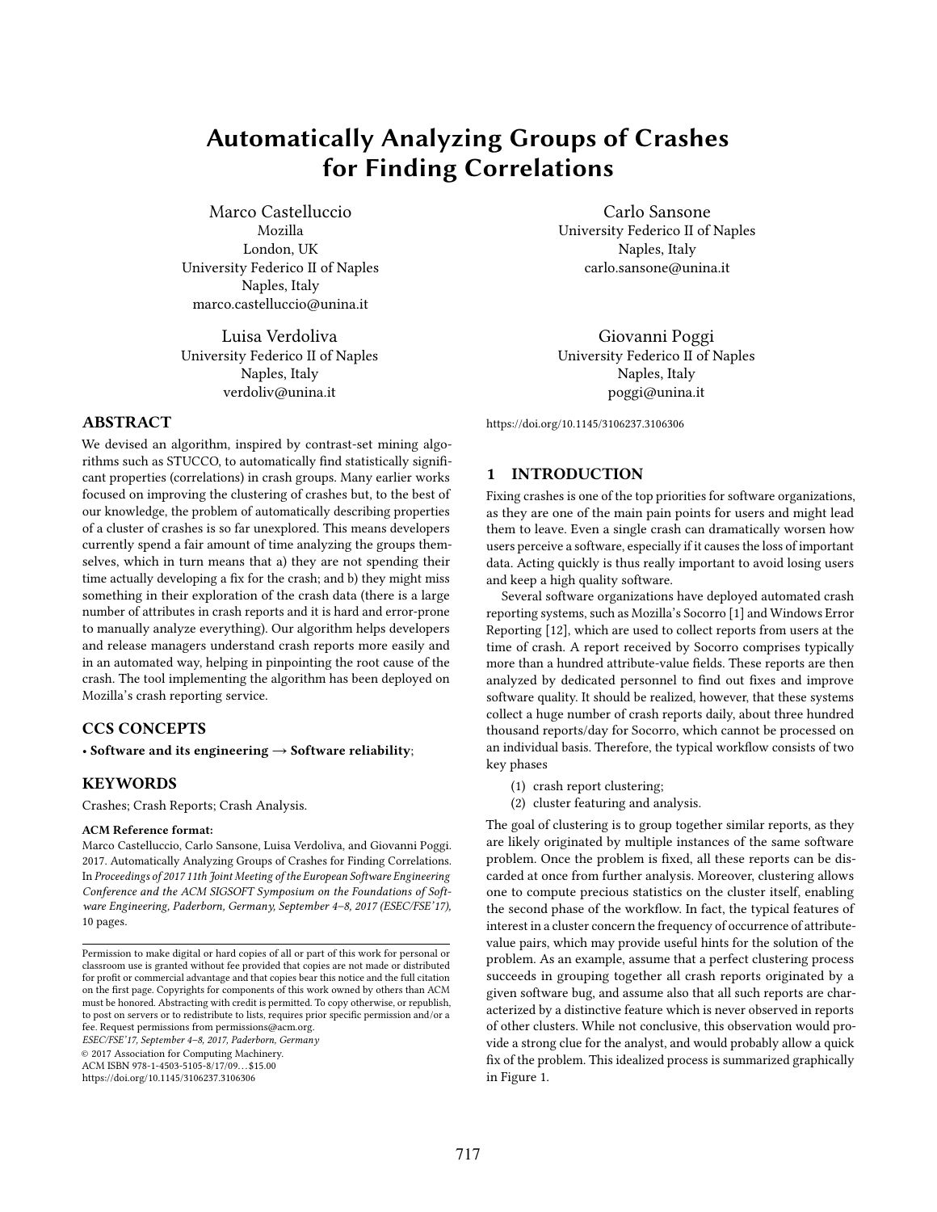# Automatically Analyzing Groups of Crashes for Finding Correlations

Marco Castelluccio
Mozilla
London, UK
University Federico II of Naples
Naples, Italy
marco.castelluccio@unina.it

Carlo Sansone
University Federico II of Naples
Naples, Italy
carlo.sansone@unina.it

Luisa Verdoliva
University Federico II of Naples
Naples, Italy
verdoliv@unina.it

Giovanni Poggi
University Federico II of Naples
Naples, Italy
poggi@unina.it

## ABSTRACT

We devised an algorithm, inspired by contrast-set mining algorithms such as STUCCO, to automatically find statistically significant properties (correlations) in crash groups. Many earlier works focused on improving the clustering of crashes but, to the best of our knowledge, the problem of automatically describing properties of a cluster of crashes is so far unexplored. This means developers currently spend a fair amount of time analyzing the groups themselves, which in turn means that a) they are not spending their time actually developing a fix for the crash; and b) they might miss something in their exploration of the crash data (there is a large number of attributes in crash reports and it is hard and error-prone to manually analyze everything). Our algorithm helps developers and release managers understand crash reports more easily and in an automated way, helping in pinpointing the root cause of the crash. The tool implementing the algorithm has been deployed on Mozilla's crash reporting service.

## CCS CONCEPTS

• **Software and its engineering → Software reliability**;

## KEYWORDS

Crashes; Crash Reports; Crash Analysis.

**ACM Reference format:**
Marco Castelluccio, Carlo Sansone, Luisa Verdoliva, and Giovanni Poggi. 2017. Automatically Analyzing Groups of Crashes for Finding Correlations. In *Proceedings of 2017 11th Joint Meeting of the European Software Engineering Conference and the ACM SIGSOFT Symposium on the Foundations of Software Engineering, Paderborn, Germany, September 4–8, 2017 (ESEC/FSE'17),* 10 pages.
https://doi.org/10.1145/3106237.3106306

Permission to make digital or hard copies of all or part of this work for personal or classroom use is granted without fee provided that copies are not made or distributed for profit or commercial advantage and that copies bear this notice and the full citation on the first page. Copyrights for components of this work owned by others than ACM must be honored. Abstracting with credit is permitted. To copy otherwise, or republish, to post on servers or to redistribute to lists, requires prior specific permission and/or a fee. Request permissions from permissions@acm.org.
*ESEC/FSE'17, September 4–8, 2017, Paderborn, Germany*
© 2017 Association for Computing Machinery.
ACM ISBN 978-1-4503-5105-8/17/09…$15.00
https://doi.org/10.1145/3106237.3106306

## 1 INTRODUCTION

Fixing crashes is one of the top priorities for software organizations, as they are one of the main pain points for users and might lead them to leave. Even a single crash can dramatically worsen how users perceive a software, especially if it causes the loss of important data. Acting quickly is thus really important to avoid losing users and keep a high quality software.

Several software organizations have deployed automated crash reporting systems, such as Mozilla's Socorro [1] and Windows Error Reporting [12], which are used to collect reports from users at the time of crash. A report received by Socorro comprises typically more than a hundred attribute-value fields. These reports are then analyzed by dedicated personnel to find out fixes and improve software quality. It should be realized, however, that these systems collect a huge number of crash reports daily, about three hundred thousand reports/day for Socorro, which cannot be processed on an individual basis. Therefore, the typical workflow consists of two key phases

(1) crash report clustering;
(2) cluster featuring and analysis.

The goal of clustering is to group together similar reports, as they are likely originated by multiple instances of the same software problem. Once the problem is fixed, all these reports can be discarded at once from further analysis. Moreover, clustering allows one to compute precious statistics on the cluster itself, enabling the second phase of the workflow. In fact, the typical features of interest in a cluster concern the frequency of occurrence of attribute-value pairs, which may provide useful hints for the solution of the problem. As an example, assume that a perfect clustering process succeeds in grouping together all crash reports originated by a given software bug, and assume also that all such reports are characterized by a distinctive feature which is never observed in reports of other clusters. While not conclusive, this observation would provide a strong clue for the analyst, and would probably allow a quick fix of the problem. This idealized process is summarized graphically in Figure 1.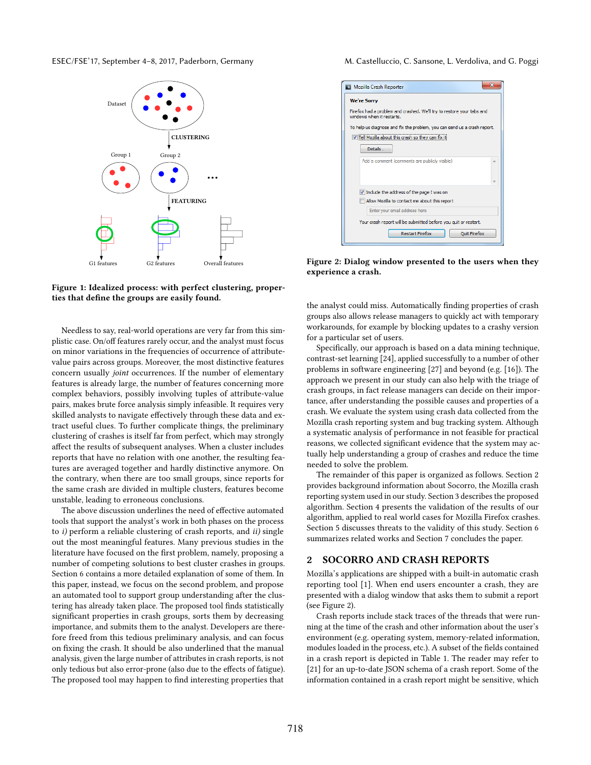Figure 1: Idealized process: with perfect clustering, properties that define the groups are easily found.

Needless to say, real-world operations are very far from this simplistic case. On/off features rarely occur, and the analyst must focus on minor variations in the frequencies of occurrence of attribute-value pairs across groups. Moreover, the most distinctive features concern usually *joint* occurrences. If the number of elementary features is already large, the number of features concerning more complex behaviors, possibly involving tuples of attribute-value pairs, makes brute force analysis simply infeasible. It requires very skilled analysts to navigate effectively through these data and extract useful clues. To further complicate things, the preliminary clustering of crashes is itself far from perfect, which may strongly affect the results of subsequent analyses. When a cluster includes reports that have no relation with one another, the resulting features are averaged together and hardly distinctive anymore. On the contrary, when there are too small groups, since reports for the same crash are divided in multiple clusters, features become unstable, leading to erroneous conclusions.

The above discussion underlines the need of effective automated tools that support the analyst's work in both phases on the process to *i)* perform a reliable clustering of crash reports, and *ii)* single out the most meaningful features. Many previous studies in the literature have focused on the first problem, namely, proposing a number of competing solutions to best cluster crashes in groups. Section 6 contains a more detailed explanation of some of them. In this paper, instead, we focus on the second problem, and propose an automated tool to support group understanding after the clustering has already taken place. The proposed tool finds statistically significant properties in crash groups, sorts them by decreasing importance, and submits them to the analyst. Developers are therefore freed from this tedious preliminary analysis, and can focus on fixing the crash. It should be also underlined that the manual analysis, given the large number of attributes in crash reports, is not only tedious but also error-prone (also due to the effects of fatigue). The proposed tool may happen to find interesting properties that the analyst could miss. Automatically finding properties of crash groups also allows release managers to quickly act with temporary workarounds, for example by blocking updates to a crashy version for a particular set of users.

Specifically, our approach is based on a data mining technique, contrast-set learning [24], applied successfully to a number of other problems in software engineering [27] and beyond (e.g. [16]). The approach we present in our study can also help with the triage of crash groups, in fact release managers can decide on their importance, after understanding the possible causes and properties of a crash. We evaluate the system using crash data collected from the Mozilla crash reporting system and bug tracking system. Although a systematic analysis of performance in not feasible for practical reasons, we collected significant evidence that the system may actually help understanding a group of crashes and reduce the time needed to solve the problem.

The remainder of this paper is organized as follows. Section 2 provides background information about Socorro, the Mozilla crash reporting system used in our study. Section 3 describes the proposed algorithm. Section 4 presents the validation of the results of our algorithm, applied to real world cases for Mozilla Firefox crashes. Section 5 discusses threats to the validity of this study. Section 6 summarizes related works and Section 7 concludes the paper.

Figure 2: Dialog window presented to the users when they experience a crash.

## 2 SOCORRO AND CRASH REPORTS

Mozilla's applications are shipped with a built-in automatic crash reporting tool [1]. When end users encounter a crash, they are presented with a dialog window that asks them to submit a report (see Figure 2).

Crash reports include stack traces of the threads that were running at the time of the crash and other information about the user's environment (e.g. operating system, memory-related information, modules loaded in the process, etc.). A subset of the fields contained in a crash report is depicted in Table 1. The reader may refer to [21] for an up-to-date JSON schema of a crash report. Some of the information contained in a crash report might be sensitive, which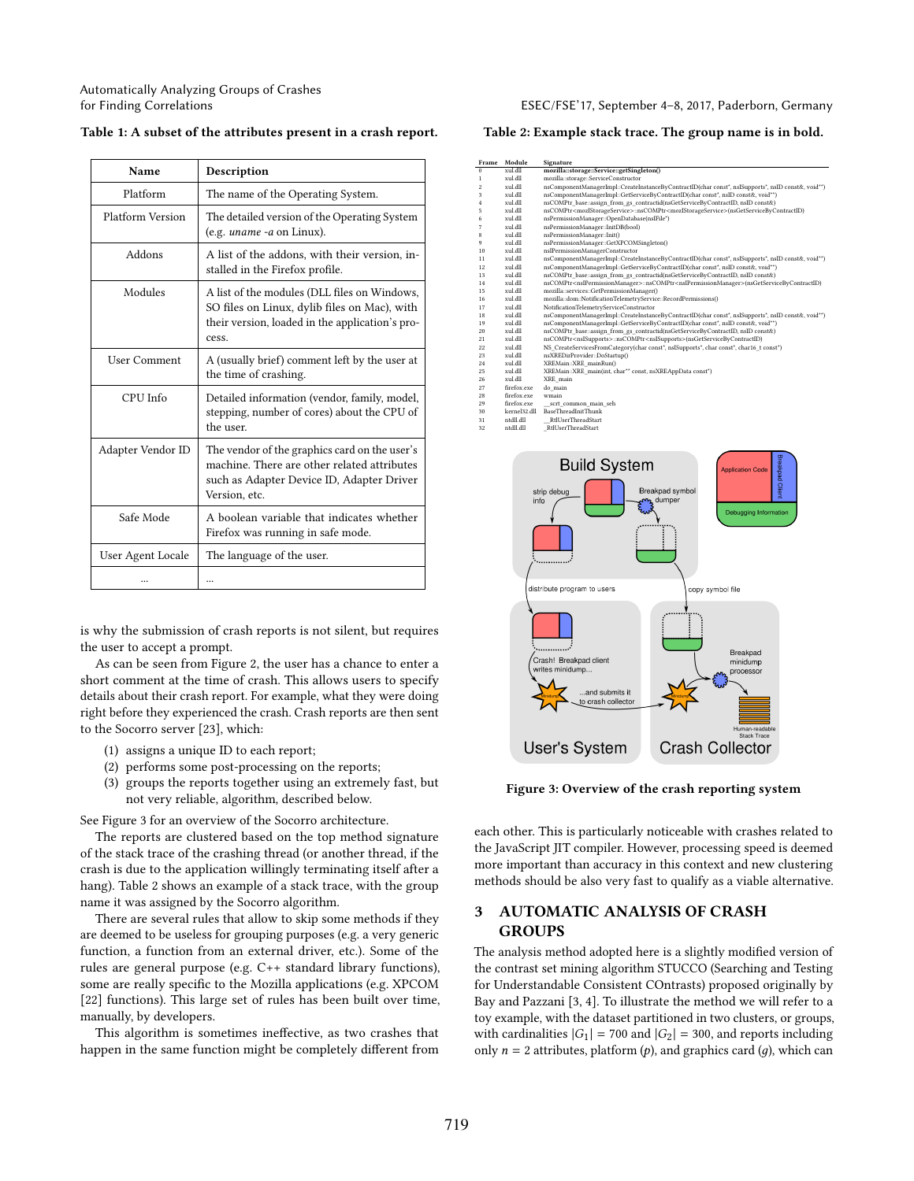**Table 1: A subset of the attributes present in a crash report.**

| Name | Description |
|---|---|
| Platform | The name of the Operating System. |
| Platform Version | The detailed version of the Operating System (e.g. *uname -a* on Linux). |
| Addons | A list of the addons, with their version, installed in the Firefox profile. |
| Modules | A list of the modules (DLL files on Windows, SO files on Linux, dylib files on Mac), with their version, loaded in the application's process. |
| User Comment | A (usually brief) comment left by the user at the time of crashing. |
| CPU Info | Detailed information (vendor, family, model, stepping, number of cores) about the CPU of the user. |
| Adapter Vendor ID | The vendor of the graphics card on the user's machine. There are other related attributes such as Adapter Device ID, Adapter Driver Version, etc. |
| Safe Mode | A boolean variable that indicates whether Firefox was running in safe mode. |
| User Agent Locale | The language of the user. |
| ... | ... |

is why the submission of crash reports is not silent, but requires the user to accept a prompt.

As can be seen from Figure 2, the user has a chance to enter a short comment at the time of crash. This allows users to specify details about their crash report. For example, what they were doing right before they experienced the crash. Crash reports are then sent to the Socorro server [23], which:

1. assigns a unique ID to each report;
2. performs some post-processing on the reports;
3. groups the reports together using an extremely fast, but not very reliable, algorithm, described below.

See Figure 3 for an overview of the Socorro architecture.

The reports are clustered based on the top method signature of the stack trace of the crashing thread (or another thread, if the crash is due to the application willingly terminating itself after a hang). Table 2 shows an example of a stack trace, with the group name it was assigned by the Socorro algorithm.

There are several rules that allow to skip some methods if they are deemed to be useless for grouping purposes (e.g. a very generic function, a function from an external driver, etc.). Some of the rules are general purpose (e.g. C++ standard library functions), some are really specific to the Mozilla applications (e.g. XPCOM [22] functions). This large set of rules has been built over time, manually, by developers.

This algorithm is sometimes ineffective, as two crashes that happen in the same function might be completely different from

**Table 2: Example stack trace. The group name is in bold.**

| Frame | Module | Signature |
|---|---|---|
| 0 | xul.dll | **mozilla::storage::Service::getSingleton()** |
| 1 | xul.dll | mozilla::storage::ServiceConstructor |
| 2 | xul.dll | nsComponentManagerImpl::CreateInstanceByContractID(char const*, nsISupports*, nsID const&, void**) |
| 3 | xul.dll | nsComponentManagerImpl::GetServiceByContractID(char const*, nsID const&, void**) |
| 4 | xul.dll | nsCOMPtr_base::assign_from_gs_contractid(nsGetServiceByContractID, nsID const&) |
| 5 | xul.dll | nsCOMPtr<mozIStorageService>::nsCOMPtr<mozIStorageService>(nsGetServiceByContractID) |
| 6 | xul.dll | nsPermissionManager::OpenDatabase(nsIFile*) |
| 7 | xul.dll | nsPermissionManager::InitDB(bool) |
| 8 | xul.dll | nsPermissionManager::Init() |
| 9 | xul.dll | nsPermissionManager::GetXPCOMSingleton() |
| 10 | xul.dll | nsIPermissionManagerConstructor |
| 11 | xul.dll | nsComponentManagerImpl::CreateInstanceByContractID(char const*, nsISupports*, nsID const&, void**) |
| 12 | xul.dll | nsComponentManagerImpl::GetServiceByContractID(char const*, nsID const&, void**) |
| 13 | xul.dll | nsCOMPtr_base::assign_from_gs_contractid(nsGetServiceByContractID, nsID const&) |
| 14 | xul.dll | nsCOMPtr<nsIPermissionManager>::nsCOMPtr<nsIPermissionManager>(nsGetServiceByContractID) |
| 15 | xul.dll | mozilla::services::GetPermissionManager() |
| 16 | xul.dll | mozilla::dom::NotificationTelemetryService::RecordPermissions() |
| 17 | xul.dll | NotificationTelemetryServiceConstructor |
| 18 | xul.dll | nsComponentManagerImpl::CreateInstanceByContractID(char const*, nsISupports*, nsID const&, void**) |
| 19 | xul.dll | nsComponentManagerImpl::GetServiceByContractID(char const*, nsID const&, void**) |
| 20 | xul.dll | nsCOMPtr_base::assign_from_gs_contractid(nsGetServiceByContractID, nsID const&) |
| 21 | xul.dll | nsCOMPtr<nsISupports>::nsCOMPtr<nsISupports>(nsGetServiceByContractID) |
| 22 | xul.dll | NS_CreateServicesFromCategory(char const*, nsISupports*, char const*, char16_t const*) |
| 23 | xul.dll | nsXREDirProvider::DoStartup() |
| 24 | xul.dll | XREMain::XRE_mainRun() |
| 25 | xul.dll | XREMain::XRE_main(int, char** const, nsXREAppData const*) |
| 26 | xul.dll | XRE_main |
| 27 | firefox.exe | do_main |
| 28 | firefox.exe | wmain |
| 29 | firefox.exe | __scrt_common_main_seh |
| 30 | kernel32.dll | BaseThreadInitThunk |
| 31 | ntdll.dll | __RtlUserThreadStart |
| 32 | ntdll.dll | _RtlUserThreadStart |

Figure 3: Overview of the crash reporting system

each other. This is particularly noticeable with crashes related to the JavaScript JIT compiler. However, processing speed is deemed more important than accuracy in this context and new clustering methods should be also very fast to qualify as a viable alternative.

## 3 AUTOMATIC ANALYSIS OF CRASH GROUPS

The analysis method adopted here is a slightly modified version of the contrast set mining algorithm STUCCO (Searching and Testing for Understandable Consistent COntrasts) proposed originally by Bay and Pazzani [3, 4]. To illustrate the method we will refer to a toy example, with the dataset partitioned in two clusters, or groups, with cardinalities $|G_1| = 700$ and $|G_2| = 300$, and reports including only $n = 2$ attributes, platform ($p$), and graphics card ($g$), which can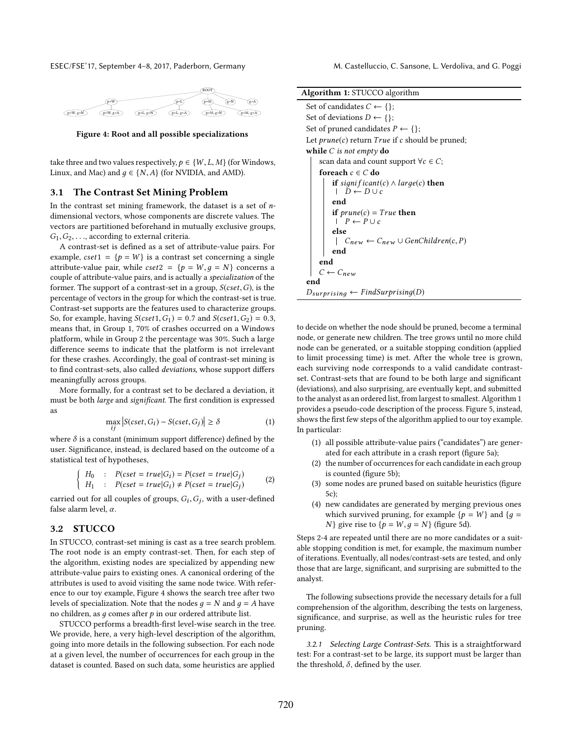Figure 4: Root and all possible specializations

take three and two values respectively, $p \in \{W, L, M\}$ (for Windows, Linux, and Mac) and $g \in \{N, A\}$ (for NVIDIA, and AMD).

### 3.1 The Contrast Set Mining Problem

In the contrast set mining framework, the dataset is a set of $n$-dimensional vectors, whose components are discrete values. The vectors are partitioned beforehand in mutually exclusive groups, $G_1, G_2, \ldots$, according to external criteria.

A contrast-set is defined as a set of attribute-value pairs. For example, $cset1 = \{p = W\}$ is a contrast set concerning a single attribute-value pair, while $cset2 = \{p = W, g = N\}$ concerns a couple of attribute-value pairs, and is actually a *specialization* of the former. The support of a contrast-set in a group, $S(cset, G)$, is the percentage of vectors in the group for which the contrast-set is true. Contrast-set supports are the features used to characterize groups. So, for example, having $S(cset1, G_1) = 0.7$ and $S(cset1, G_2) = 0.3$, means that, in Group 1, 70% of crashes occurred on a Windows platform, while in Group 2 the percentage was 30%. Such a large difference seems to indicate that the platform is not irrelevant for these crashes. Accordingly, the goal of contrast-set mining is to find contrast-sets, also called *deviations*, whose support differs meaningfully across groups.

More formally, for a contrast set to be declared a deviation, it must be both *large* and *significant*. The first condition is expressed as

$$\max_{ij} \left| S(cset, G_i) - S(cset, G_j) \right| \geq \delta \tag{1}$$

where $\delta$ is a constant (minimum support difference) defined by the user. Significance, instead, is declared based on the outcome of a statistical test of hypotheses,

$$\begin{cases} H_0 & : \quad P(cset = true|G_i) = P(cset = true|G_j) \\ H_1 & : \quad P(cset = true|G_i) \neq P(cset = true|G_j) \end{cases} \tag{2}$$

carried out for all couples of groups, $G_i, G_j$, with a user-defined false alarm level, $\alpha$.

### 3.2 STUCCO

In STUCCO, contrast-set mining is cast as a tree search problem. The root node is an empty contrast-set. Then, for each step of the algorithm, existing nodes are specialized by appending new attribute-value pairs to existing ones. A canonical ordering of the attributes is used to avoid visiting the same node twice. With reference to our toy example, Figure 4 shows the search tree after two levels of specialization. Note that the nodes $g = N$ and $g = A$ have no children, as $g$ comes after $p$ in our ordered attribute list.

STUCCO performs a breadth-first level-wise search in the tree. We provide, here, a very high-level description of the algorithm, going into more details in the following subsection. For each node at a given level, the number of occurrences for each group in the dataset is counted. Based on such data, some heuristics are applied

**Algorithm 1:** STUCCO algorithm

```
Set of candidates C ← {};
Set of deviations D ← {};
Set of pruned candidates P ← {};
Let prune(c) return True if c should be pruned;
while C is not empty do
    scan data and count support ∀c ∈ C;
    foreach c ∈ C do
        if significant(c) ∧ large(c) then
            D ← D ∪ c
        end
        if prune(c) = True then
            P ← P ∪ c
        else
            C_new ← C_new ∪ GenChildren(c, P)
        end
    end
    C ← C_new
end
D_surprising ← FindSurprising(D)
```

to decide on whether the node should be pruned, become a terminal node, or generate new children. The tree grows until no more child node can be generated, or a suitable stopping condition (applied to limit processing time) is met. After the whole tree is grown, each surviving node corresponds to a valid candidate contrast-set. Contrast-sets that are found to be both large and significant (deviations), and also surprising, are eventually kept, and submitted to the analyst as an ordered list, from largest to smallest. Algorithm 1 provides a pseudo-code description of the process. Figure 5, instead, shows the first few steps of the algorithm applied to our toy example. In particular:

1. all possible attribute-value pairs ("candidates") are generated for each attribute in a crash report (figure 5a);
2. the number of occurrences for each candidate in each group is counted (figure 5b);
3. some nodes are pruned based on suitable heuristics (figure 5c);
4. new candidates are generated by merging previous ones which survived pruning, for example $\{p = W\}$ and $\{g = N\}$ give rise to $\{p = W, g = N\}$ (figure 5d).

Steps 2-4 are repeated until there are no more candidates or a suitable stopping condition is met, for example, the maximum number of iterations. Eventually, all nodes/contrast-sets are tested, and only those that are large, significant, and surprising are submitted to the analyst.

The following subsections provide the necessary details for a full comprehension of the algorithm, describing the tests on largeness, significance, and surprise, as well as the heuristic rules for tree pruning.

#### 3.2.1 Selecting Large Contrast-Sets.

This is a straightforward test: For a contrast-set to be large, its support must be larger than the threshold, $\delta$, defined by the user.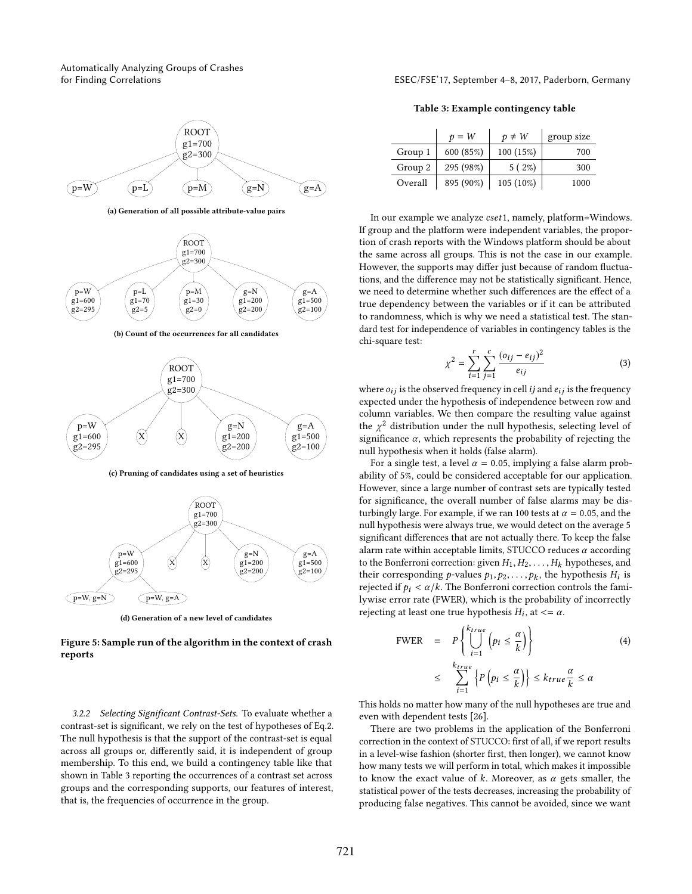(a) Generation of all possible attribute-value pairs

(b) Count of the occurrences for all candidates

(c) Pruning of candidates using a set of heuristics

(d) Generation of a new level of candidates

**Figure 5: Sample run of the algorithm in the context of crash reports**

*3.2.2 Selecting Significant Contrast-Sets.* To evaluate whether a contrast-set is significant, we rely on the test of hypotheses of Eq.2. The null hypothesis is that the support of the contrast-set is equal across all groups or, differently said, it is independent of group membership. To this end, we build a contingency table like that shown in Table 3 reporting the occurrences of a contrast set across groups and the corresponding supports, our features of interest, that is, the frequencies of occurrence in the group.

**Table 3: Example contingency table**

| | $p = W$ | $p \neq W$ | group size |
|---|---|---|---|
| Group 1 | 600 (85%) | 100 (15%) | 700 |
| Group 2 | 295 (98%) | 5 ( 2%) | 300 |
| Overall | 895 (90%) | 105 (10%) | 1000 |

In our example we analyze *cset*1, namely, platform=Windows. If group and the platform were independent variables, the proportion of crash reports with the Windows platform should be about the same across all groups. This is not the case in our example. However, the supports may differ just because of random fluctuations, and the difference may not be statistically significant. Hence, we need to determine whether such differences are the effect of a true dependency between the variables or if it can be attributed to randomness, which is why we need a statistical test. The standard test for independence of variables in contingency tables is the chi-square test:

$$\chi^2 = \sum_{i=1}^{r} \sum_{j=1}^{c} \frac{(o_{ij} - e_{ij})^2}{e_{ij}} \tag{3}$$

where $o_{ij}$ is the observed frequency in cell $ij$ and $e_{ij}$ is the frequency expected under the hypothesis of independence between row and column variables. We then compare the resulting value against the $\chi^2$ distribution under the null hypothesis, selecting level of significance $\alpha$, which represents the probability of rejecting the null hypothesis when it holds (false alarm).

For a single test, a level $\alpha = 0.05$, implying a false alarm probability of 5%, could be considered acceptable for our application. However, since a large number of contrast sets are typically tested for significance, the overall number of false alarms may be disturbingly large. For example, if we ran 100 tests at $\alpha = 0.05$, and the null hypothesis were always true, we would detect on the average 5 significant differences that are not actually there. To keep the false alarm rate within acceptable limits, STUCCO reduces $\alpha$ according to the Bonferroni correction: given $H_1, H_2, \ldots, H_k$ hypotheses, and their corresponding $p$-values $p_1, p_2, \ldots, p_k$, the hypothesis $H_i$ is rejected if $p_i < \alpha/k$. The Bonferroni correction controls the familywise error rate (FWER), which is the probability of incorrectly rejecting at least one true hypothesis $H_i$, at $<= \alpha$.

$$\begin{aligned} \text{FWER} &= P\left\{\bigcup_{i=1}^{k_{true}} \left(p_i \leq \frac{\alpha}{k}\right)\right\} \\ &\leq \sum_{i=1}^{k_{true}} \left\{P\left(p_i \leq \frac{\alpha}{k}\right)\right\} \leq k_{true}\frac{\alpha}{k} \leq \alpha \end{aligned} \tag{4}$$

This holds no matter how many of the null hypotheses are true and even with dependent tests [26].

There are two problems in the application of the Bonferroni correction in the context of STUCCO: first of all, if we report results in a level-wise fashion (shorter first, then longer), we cannot know how many tests we will perform in total, which makes it impossible to know the exact value of $k$. Moreover, as $\alpha$ gets smaller, the statistical power of the tests decreases, increasing the probability of producing false negatives. This cannot be avoided, since we want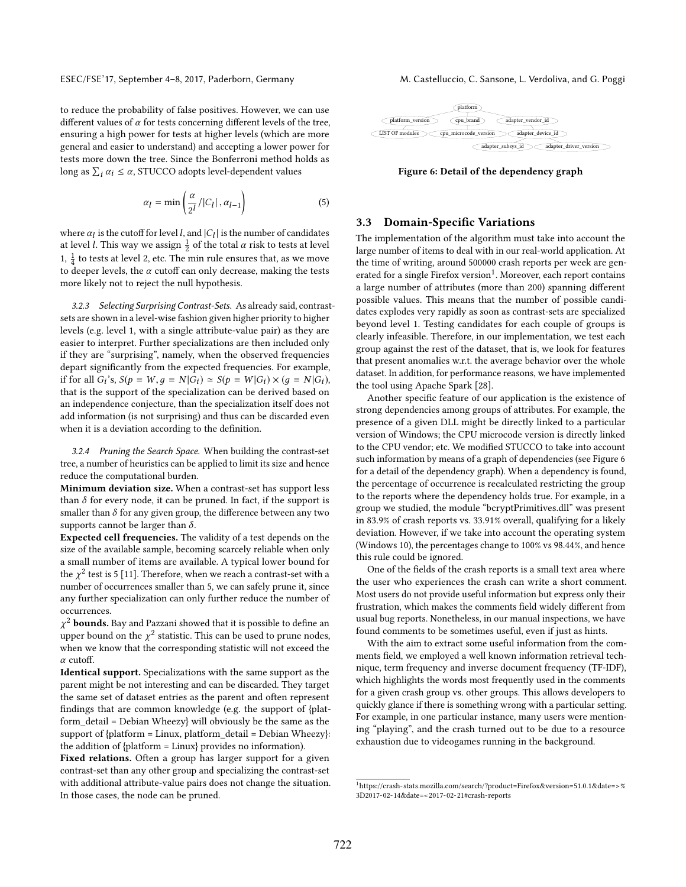to reduce the probability of false positives. However, we can use different values of $\alpha$ for tests concerning different levels of the tree, ensuring a high power for tests at higher levels (which are more general and easier to understand) and accepting a lower power for tests more down the tree. Since the Bonferroni method holds as long as $\sum_i \alpha_i \leq \alpha$, STUCCO adopts level-dependent values

$$\alpha_l = \min\left(\frac{\alpha}{2^l}/|C_l|, \alpha_{l-1}\right) \tag{5}$$

where $\alpha_l$ is the cutoff for level $l$, and $|C_l|$ is the number of candidates at level $l$. This way we assign $\frac{1}{2}$ of the total $\alpha$ risk to tests at level 1, $\frac{1}{4}$ to tests at level 2, etc. The min rule ensures that, as we move to deeper levels, the $\alpha$ cutoff can only decrease, making the tests more likely not to reject the null hypothesis.

*3.2.3 Selecting Surprising Contrast-Sets.* As already said, contrast-sets are shown in a level-wise fashion given higher priority to higher levels (e.g. level 1, with a single attribute-value pair) as they are easier to interpret. Further specializations are then included only if they are "surprising", namely, when the observed frequencies depart significantly from the expected frequencies. For example, if for all $G_i$'s, $S(p = W, g = N|G_i) \simeq S(p = W|G_i) \times (g = N|G_i)$, that is the support of the specialization can be derived based on an independence conjecture, than the specialization itself does not add information (is not surprising) and thus can be discarded even when it is a deviation according to the definition.

*3.2.4 Pruning the Search Space.* When building the contrast-set tree, a number of heuristics can be applied to limit its size and hence reduce the computational burden.

**Minimum deviation size.** When a contrast-set has support less than $\delta$ for every node, it can be pruned. In fact, if the support is smaller than $\delta$ for any given group, the difference between any two supports cannot be larger than $\delta$.

**Expected cell frequencies.** The validity of a test depends on the size of the available sample, becoming scarcely reliable when only a small number of items are available. A typical lower bound for the $\chi^2$ test is 5 [11]. Therefore, when we reach a contrast-set with a number of occurrences smaller than 5, we can safely prune it, since any further specialization can only further reduce the number of occurrences.

**$\chi^2$ bounds.** Bay and Pazzani showed that it is possible to define an upper bound on the $\chi^2$ statistic. This can be used to prune nodes, when we know that the corresponding statistic will not exceed the $\alpha$ cutoff.

**Identical support.** Specializations with the same support as the parent might be not interesting and can be discarded. They target the same set of dataset entries as the parent and often represent findings that are common knowledge (e.g. the support of {platform_detail = Debian Wheezy} will obviously be the same as the support of {platform = Linux, platform_detail = Debian Wheezy}: the addition of {platform = Linux} provides no information).

**Fixed relations.** Often a group has larger support for a given contrast-set than any other group and specializing the contrast-set with additional attribute-value pairs does not change the situation. In those cases, the node can be pruned.

Figure 6: Detail of the dependency graph

## 3.3 Domain-Specific Variations

The implementation of the algorithm must take into account the large number of items to deal with in our real-world application. At the time of writing, around 500000 crash reports per week are generated for a single Firefox version[1]. Moreover, each report contains a large number of attributes (more than 200) spanning different possible values. This means that the number of possible candidates explodes very rapidly as soon as contrast-sets are specialized beyond level 1. Testing candidates for each couple of groups is clearly infeasible. Therefore, in our implementation, we test each group against the rest of the dataset, that is, we look for features that present anomalies w.r.t. the average behavior over the whole dataset. In addition, for performance reasons, we have implemented the tool using Apache Spark [28].

Another specific feature of our application is the existence of strong dependencies among groups of attributes. For example, the presence of a given DLL might be directly linked to a particular version of Windows; the CPU microcode version is directly linked to the CPU vendor; etc. We modified STUCCO to take into account such information by means of a graph of dependencies (see Figure 6 for a detail of the dependency graph). When a dependency is found, the percentage of occurrence is recalculated restricting the group to the reports where the dependency holds true. For example, in a group we studied, the module "bcryptPrimitives.dll" was present in 83.9% of crash reports vs. 33.91% overall, qualifying for a likely deviation. However, if we take into account the operating system (Windows 10), the percentages change to 100% vs 98.44%, and hence this rule could be ignored.

One of the fields of the crash reports is a small text area where the user who experiences the crash can write a short comment. Most users do not provide useful information but express only their frustration, which makes the comments field widely different from usual bug reports. Nonetheless, in our manual inspections, we have found comments to be sometimes useful, even if just as hints.

With the aim to extract some useful information from the comments field, we employed a well known information retrieval technique, term frequency and inverse document frequency (TF-IDF), which highlights the words most frequently used in the comments for a given crash group vs. other groups. This allows developers to quickly glance if there is something wrong with a particular setting. For example, in one particular instance, many users were mentioning "playing", and the crash turned out to be due to a resource exhaustion due to videogames running in the background.

[1] https://crash-stats.mozilla.com/search/?product=Firefox&version=51.0.1&date=>%3D2017-02-14&date=<2017-02-21#crash-reports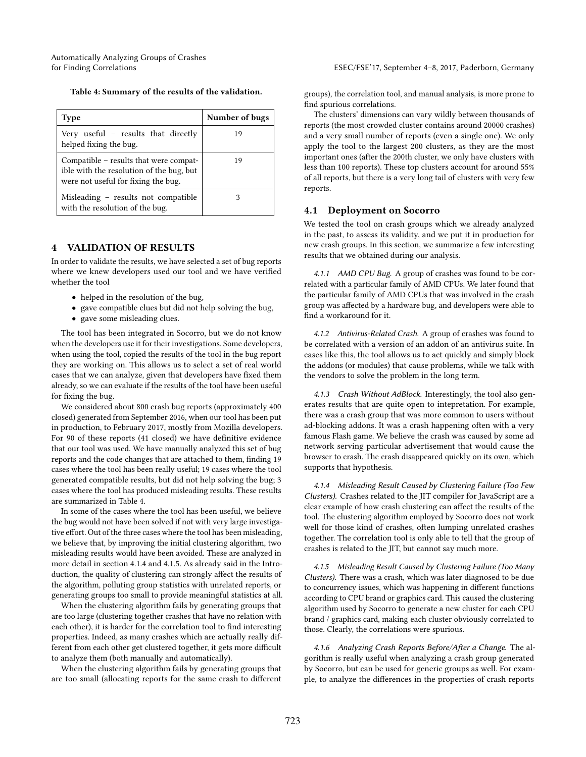Table 4: Summary of the results of the validation.

| Type | Number of bugs |
| --- | --- |
| Very useful – results that directly helped fixing the bug. | 19 |
| Compatible – results that were compatible with the resolution of the bug, but were not useful for fixing the bug. | 19 |
| Misleading – results not compatible with the resolution of the bug. | 3 |

## 4 VALIDATION OF RESULTS

In order to validate the results, we have selected a set of bug reports where we knew developers used our tool and we have verified whether the tool

- helped in the resolution of the bug,
- gave compatible clues but did not help solving the bug,
- gave some misleading clues.

The tool has been integrated in Socorro, but we do not know when the developers use it for their investigations. Some developers, when using the tool, copied the results of the tool in the bug report they are working on. This allows us to select a set of real world cases that we can analyze, given that developers have fixed them already, so we can evaluate if the results of the tool have been useful for fixing the bug.

We considered about 800 crash bug reports (approximately 400 closed) generated from September 2016, when our tool has been put in production, to February 2017, mostly from Mozilla developers. For 90 of these reports (41 closed) we have definitive evidence that our tool was used. We have manually analyzed this set of bug reports and the code changes that are attached to them, finding 19 cases where the tool has been really useful; 19 cases where the tool generated compatible results, but did not help solving the bug; 3 cases where the tool has produced misleading results. These results are summarized in Table 4.

In some of the cases where the tool has been useful, we believe the bug would not have been solved if not with very large investigative effort. Out of the three cases where the tool has been misleading, we believe that, by improving the initial clustering algorithm, two misleading results would have been avoided. These are analyzed in more detail in section 4.1.4 and 4.1.5. As already said in the Introduction, the quality of clustering can strongly affect the results of the algorithm, polluting group statistics with unrelated reports, or generating groups too small to provide meaningful statistics at all.

When the clustering algorithm fails by generating groups that are too large (clustering together crashes that have no relation with each other), it is harder for the correlation tool to find interesting properties. Indeed, as many crashes which are actually really different from each other get clustered together, it gets more difficult to analyze them (both manually and automatically).

When the clustering algorithm fails by generating groups that are too small (allocating reports for the same crash to different groups), the correlation tool, and manual analysis, is more prone to find spurious correlations.

The clusters' dimensions can vary wildly between thousands of reports (the most crowded cluster contains around 20000 crashes) and a very small number of reports (even a single one). We only apply the tool to the largest 200 clusters, as they are the most important ones (after the 200th cluster, we only have clusters with less than 100 reports). These top clusters account for around 55% of all reports, but there is a very long tail of clusters with very few reports.

### 4.1 Deployment on Socorro

We tested the tool on crash groups which we already analyzed in the past, to assess its validity, and we put it in production for new crash groups. In this section, we summarize a few interesting results that we obtained during our analysis.

*4.1.1 AMD CPU Bug.* A group of crashes was found to be correlated with a particular family of AMD CPUs. We later found that the particular family of AMD CPUs that was involved in the crash group was affected by a hardware bug, and developers were able to find a workaround for it.

*4.1.2 Antivirus-Related Crash.* A group of crashes was found to be correlated with a version of an addon of an antivirus suite. In cases like this, the tool allows us to act quickly and simply block the addons (or modules) that cause problems, while we talk with the vendors to solve the problem in the long term.

*4.1.3 Crash Without AdBlock.* Interestingly, the tool also generates results that are quite open to intepretation. For example, there was a crash group that was more common to users without ad-blocking addons. It was a crash happening often with a very famous Flash game. We believe the crash was caused by some ad network serving particular advertisement that would cause the browser to crash. The crash disappeared quickly on its own, which supports that hypothesis.

*4.1.4 Misleading Result Caused by Clustering Failure (Too Few Clusters).* Crashes related to the JIT compiler for JavaScript are a clear example of how crash clustering can affect the results of the tool. The clustering algorithm employed by Socorro does not work well for those kind of crashes, often lumping unrelated crashes together. The correlation tool is only able to tell that the group of crashes is related to the JIT, but cannot say much more.

*4.1.5 Misleading Result Caused by Clustering Failure (Too Many Clusters).* There was a crash, which was later diagnosed to be due to concurrency issues, which was happening in different functions according to CPU brand or graphics card. This caused the clustering algorithm used by Socorro to generate a new cluster for each CPU brand / graphics card, making each cluster obviously correlated to those. Clearly, the correlations were spurious.

*4.1.6 Analyzing Crash Reports Before/After a Change.* The algorithm is really useful when analyzing a crash group generated by Socorro, but can be used for generic groups as well. For example, to analyze the differences in the properties of crash reports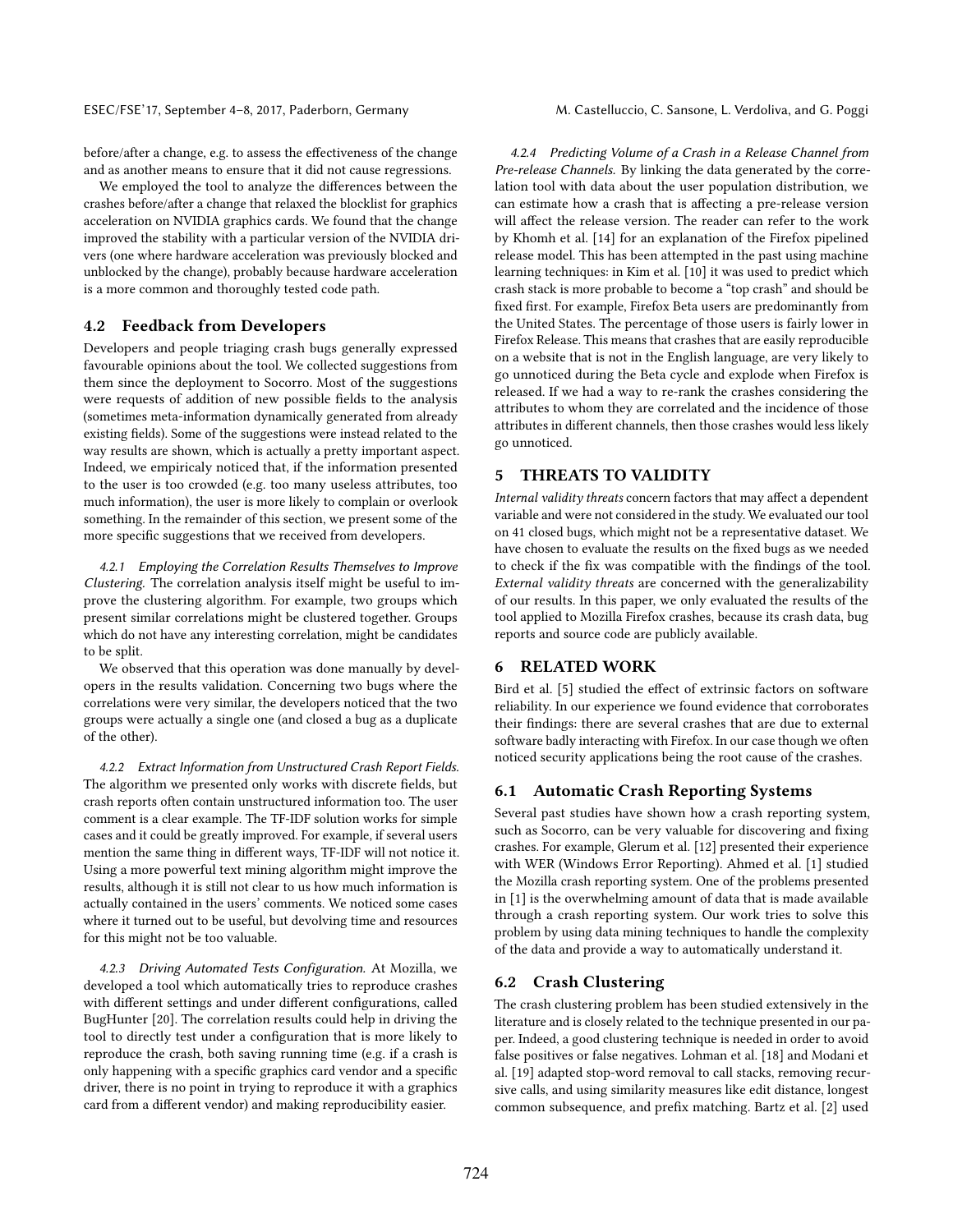before/after a change, e.g. to assess the effectiveness of the change and as another means to ensure that it did not cause regressions.

We employed the tool to analyze the differences between the crashes before/after a change that relaxed the blocklist for graphics acceleration on NVIDIA graphics cards. We found that the change improved the stability with a particular version of the NVIDIA drivers (one where hardware acceleration was previously blocked and unblocked by the change), probably because hardware acceleration is a more common and thoroughly tested code path.

## 4.2 Feedback from Developers

Developers and people triaging crash bugs generally expressed favourable opinions about the tool. We collected suggestions from them since the deployment to Socorro. Most of the suggestions were requests of addition of new possible fields to the analysis (sometimes meta-information dynamically generated from already existing fields). Some of the suggestions were instead related to the way results are shown, which is actually a pretty important aspect. Indeed, we empiricaly noticed that, if the information presented to the user is too crowded (e.g. too many useless attributes, too much information), the user is more likely to complain or overlook something. In the remainder of this section, we present some of the more specific suggestions that we received from developers.

*4.2.1 Employing the Correlation Results Themselves to Improve Clustering.* The correlation analysis itself might be useful to improve the clustering algorithm. For example, two groups which present similar correlations might be clustered together. Groups which do not have any interesting correlation, might be candidates to be split.

We observed that this operation was done manually by developers in the results validation. Concerning two bugs where the correlations were very similar, the developers noticed that the two groups were actually a single one (and closed a bug as a duplicate of the other).

*4.2.2 Extract Information from Unstructured Crash Report Fields.* The algorithm we presented only works with discrete fields, but crash reports often contain unstructured information too. The user comment is a clear example. The TF-IDF solution works for simple cases and it could be greatly improved. For example, if several users mention the same thing in different ways, TF-IDF will not notice it. Using a more powerful text mining algorithm might improve the results, although it is still not clear to us how much information is actually contained in the users' comments. We noticed some cases where it turned out to be useful, but devolving time and resources for this might not be too valuable.

*4.2.3 Driving Automated Tests Configuration.* At Mozilla, we developed a tool which automatically tries to reproduce crashes with different settings and under different configurations, called BugHunter [20]. The correlation results could help in driving the tool to directly test under a configuration that is more likely to reproduce the crash, both saving running time (e.g. if a crash is only happening with a specific graphics card vendor and a specific driver, there is no point in trying to reproduce it with a graphics card from a different vendor) and making reproducibility easier.

*4.2.4 Predicting Volume of a Crash in a Release Channel from Pre-release Channels.* By linking the data generated by the correlation tool with data about the user population distribution, we can estimate how a crash that is affecting a pre-release version will affect the release version. The reader can refer to the work by Khomh et al. [14] for an explanation of the Firefox pipelined release model. This has been attempted in the past using machine learning techniques: in Kim et al. [10] it was used to predict which crash stack is more probable to become a "top crash" and should be fixed first. For example, Firefox Beta users are predominantly from the United States. The percentage of those users is fairly lower in Firefox Release. This means that crashes that are easily reproducible on a website that is not in the English language, are very likely to go unnoticed during the Beta cycle and explode when Firefox is released. If we had a way to re-rank the crashes considering the attributes to whom they are correlated and the incidence of those attributes in different channels, then those crashes would less likely go unnoticed.

# 5 THREATS TO VALIDITY

*Internal validity threats* concern factors that may affect a dependent variable and were not considered in the study. We evaluated our tool on 41 closed bugs, which might not be a representative dataset. We have chosen to evaluate the results on the fixed bugs as we needed to check if the fix was compatible with the findings of the tool. *External validity threats* are concerned with the generalizability of our results. In this paper, we only evaluated the results of the tool applied to Mozilla Firefox crashes, because its crash data, bug reports and source code are publicly available.

# 6 RELATED WORK

Bird et al. [5] studied the effect of extrinsic factors on software reliability. In our experience we found evidence that corroborates their findings: there are several crashes that are due to external software badly interacting with Firefox. In our case though we often noticed security applications being the root cause of the crashes.

## 6.1 Automatic Crash Reporting Systems

Several past studies have shown how a crash reporting system, such as Socorro, can be very valuable for discovering and fixing crashes. For example, Glerum et al. [12] presented their experience with WER (Windows Error Reporting). Ahmed et al. [1] studied the Mozilla crash reporting system. One of the problems presented in [1] is the overwhelming amount of data that is made available through a crash reporting system. Our work tries to solve this problem by using data mining techniques to handle the complexity of the data and provide a way to automatically understand it.

## 6.2 Crash Clustering

The crash clustering problem has been studied extensively in the literature and is closely related to the technique presented in our paper. Indeed, a good clustering technique is needed in order to avoid false positives or false negatives. Lohman et al. [18] and Modani et al. [19] adapted stop-word removal to call stacks, removing recursive calls, and using similarity measures like edit distance, longest common subsequence, and prefix matching. Bartz et al. [2] used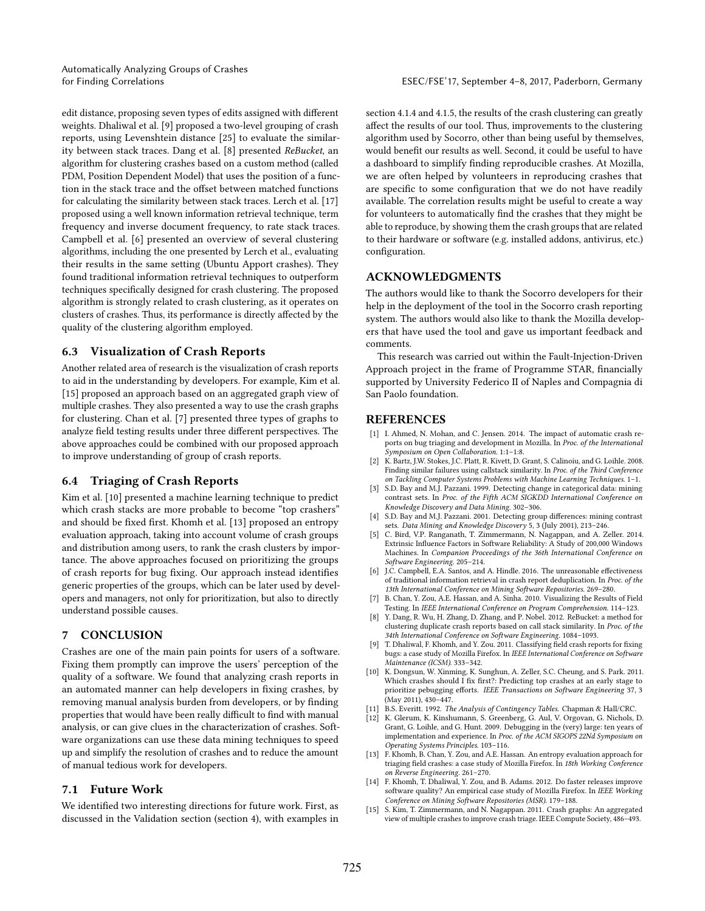edit distance, proposing seven types of edits assigned with different weights. Dhaliwal et al. [9] proposed a two-level grouping of crash reports, using Levenshtein distance [25] to evaluate the similarity between stack traces. Dang et al. [8] presented *ReBucket*, an algorithm for clustering crashes based on a custom method (called PDM, Position Dependent Model) that uses the position of a function in the stack trace and the offset between matched functions for calculating the similarity between stack traces. Lerch et al. [17] proposed using a well known information retrieval technique, term frequency and inverse document frequency, to rate stack traces. Campbell et al. [6] presented an overview of several clustering algorithms, including the one presented by Lerch et al., evaluating their results in the same setting (Ubuntu Apport crashes). They found traditional information retrieval techniques to outperform techniques specifically designed for crash clustering. The proposed algorithm is strongly related to crash clustering, as it operates on clusters of crashes. Thus, its performance is directly affected by the quality of the clustering algorithm employed.

### 6.3 Visualization of Crash Reports

Another related area of research is the visualization of crash reports to aid in the understanding by developers. For example, Kim et al. [15] proposed an approach based on an aggregated graph view of multiple crashes. They also presented a way to use the crash graphs for clustering. Chan et al. [7] presented three types of graphs to analyze field testing results under three different perspectives. The above approaches could be combined with our proposed approach to improve understanding of group of crash reports.

### 6.4 Triaging of Crash Reports

Kim et al. [10] presented a machine learning technique to predict which crash stacks are more probable to become "top crashers" and should be fixed first. Khomh et al. [13] proposed an entropy evaluation approach, taking into account volume of crash groups and distribution among users, to rank the crash clusters by importance. The above approaches focused on prioritizing the groups of crash reports for bug fixing. Our approach instead identifies generic properties of the groups, which can be later used by developers and managers, not only for prioritization, but also to directly understand possible causes.

## 7 CONCLUSION

Crashes are one of the main pain points for users of a software. Fixing them promptly can improve the users' perception of the quality of a software. We found that analyzing crash reports in an automated manner can help developers in fixing crashes, by removing manual analysis burden from developers, or by finding properties that would have been really difficult to find with manual analysis, or can give clues in the characterization of crashes. Software organizations can use these data mining techniques to speed up and simplify the resolution of crashes and to reduce the amount of manual tedious work for developers.

### 7.1 Future Work

We identified two interesting directions for future work. First, as discussed in the Validation section (section 4), with examples in section 4.1.4 and 4.1.5, the results of the crash clustering can greatly affect the results of our tool. Thus, improvements to the clustering algorithm used by Socorro, other than being useful by themselves, would benefit our results as well. Second, it could be useful to have a dashboard to simplify finding reproducible crashes. At Mozilla, we are often helped by volunteers in reproducing crashes that are specific to some configuration that we do not have readily available. The correlation results might be useful to create a way for volunteers to automatically find the crashes that they might be able to reproduce, by showing them the crash groups that are related to their hardware or software (e.g. installed addons, antivirus, etc.) configuration.

## ACKNOWLEDGMENTS

The authors would like to thank the Socorro developers for their help in the deployment of the tool in the Socorro crash reporting system. The authors would also like to thank the Mozilla developers that have used the tool and gave us important feedback and comments.

This research was carried out within the Fault-Injection-Driven Approach project in the frame of Programme STAR, financially supported by University Federico II of Naples and Compagnia di San Paolo foundation.

## REFERENCES

- [1] I. Ahmed, N. Mohan, and C. Jensen. 2014. The impact of automatic crash reports on bug triaging and development in Mozilla. In *Proc. of the International Symposium on Open Collaboration*. 1:1–1:8.
- [2] K. Bartz, J.W. Stokes, J.C. Platt, R. Kivett, D. Grant, S. Calinoiu, and G. Loihle. 2008. Finding similar failures using callstack similarity. In *Proc. of the Third Conference on Tackling Computer Systems Problems with Machine Learning Techniques*. 1–1.
- [3] S.D. Bay and M.J. Pazzani. 1999. Detecting change in categorical data: mining contrast sets. In *Proc. of the Fifth ACM SIGKDD International Conference on Knowledge Discovery and Data Mining*. 302–306.
- [4] S.D. Bay and M.J. Pazzani. 2001. Detecting group differences: mining contrast sets. *Data Mining and Knowledge Discovery* 5, 3 (July 2001), 213–246.
- [5] C. Bird, V.P. Ranganath, T. Zimmermann, N. Nagappan, and A. Zeller. 2014. Extrinsic Influence Factors in Software Reliability: A Study of 200,000 Windows Machines. In *Companion Proceedings of the 36th International Conference on Software Engineering*. 205–214.
- [6] J.C. Campbell, E.A. Santos, and A. Hindle. 2016. The unreasonable effectiveness of traditional information retrieval in crash report deduplication. In *Proc. of the 13th International Conference on Mining Software Repositories*. 269–280.
- [7] B. Chan, Y. Zou, A.E. Hassan, and A. Sinha. 2010. Visualizing the Results of Field Testing. In *IEEE International Conference on Program Comprehension*. 114–123.
- [8] Y. Dang, R. Wu, H. Zhang, D. Zhang, and P. Nobel. 2012. ReBucket: a method for clustering duplicate crash reports based on call stack similarity. In *Proc. of the 34th International Conference on Software Engineering*. 1084–1093.
- [9] T. Dhaliwal, F. Khomh, and Y. Zou. 2011. Classifying field crash reports for fixing bugs: a case study of Mozilla Firefox. In *IEEE International Conference on Software Maintenance (ICSM)*. 333–342.
- [10] K. Dongsun, W. Xinming, K. Sunghun, A. Zeller, S.C. Cheung, and S. Park. 2011. Which crashes should I fix first?: Predicting top crashes at an early stage to prioritize pebugging efforts. *IEEE Transactions on Software Engineering* 37, 3 (May 2011), 430–447.
- [11] B.S. Everitt. 1992. *The Analysis of Contingency Tables*. Chapman & Hall/CRC.
- [12] K. Glerum, K. Kinshumann, S. Greenberg, G. Aul, V. Orgovan, G. Nichols, D. Grant, G. Loihle, and G. Hunt. 2009. Debugging in the (very) large: ten years of implementation and experience. In *Proc. of the ACM SIGOPS 22Nd Symposium on Operating Systems Principles*. 103–116.
- [13] F. Khomh, B. Chan, Y. Zou, and A.E. Hassan. An entropy evaluation approach for triaging field crashes: a case study of Mozilla Firefox. In *18th Working Conference on Reverse Engineering*. 261–270.
- [14] F. Khomh, T. Dhaliwal, Y. Zou, and B. Adams. 2012. Do faster releases improve software quality? An empirical case study of Mozilla Firefox. In *IEEE Working Conference on Mining Software Repositories (MSR)*. 179–188.
- [15] S. Kim, T. Zimmermann, and N. Nagappan. 2011. Crash graphs: An aggregated view of multiple crashes to improve crash triage. IEEE Compute Society, 486–493.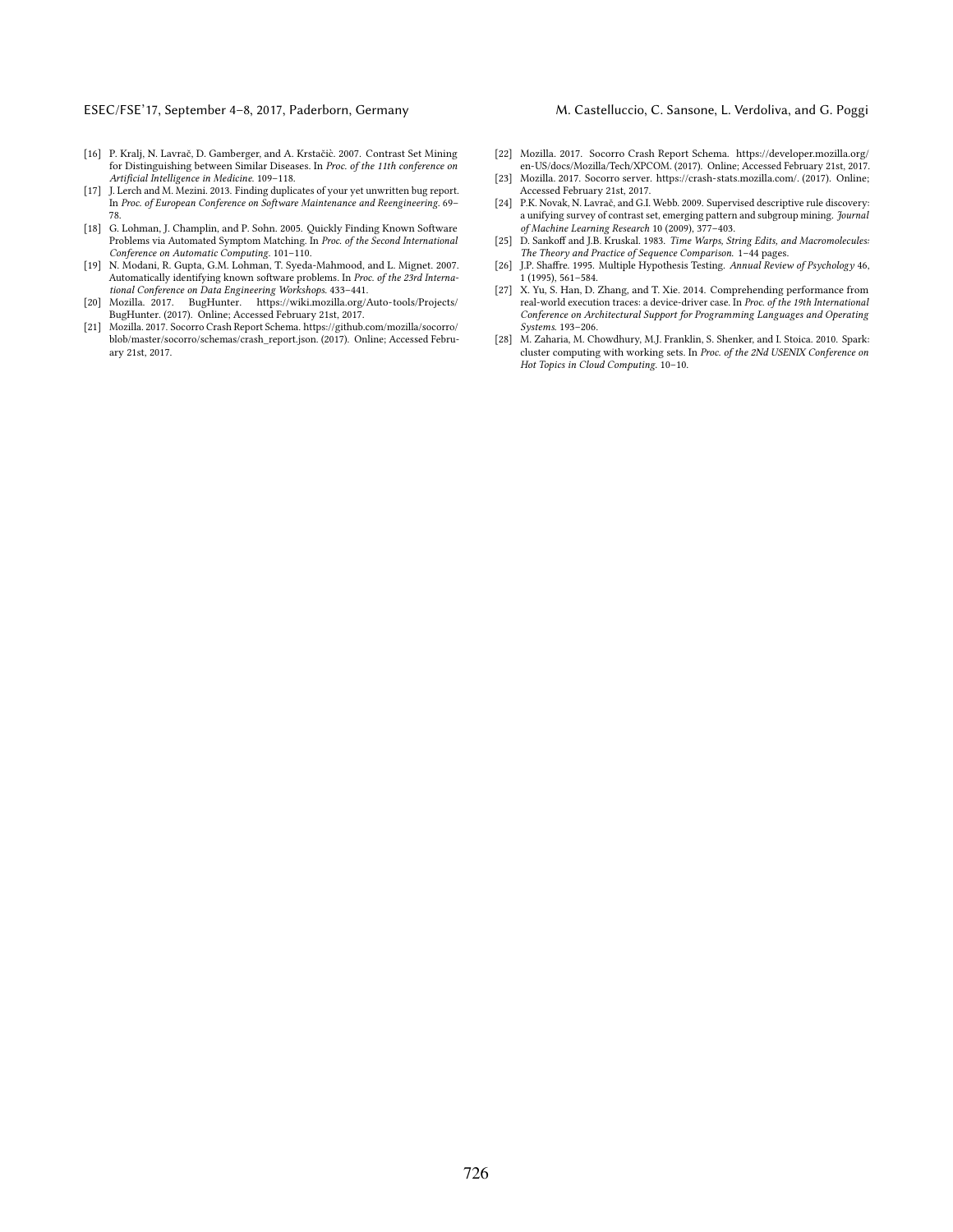[16] P. Kralj, N. Lavrač, D. Gamberger, and A. Krstačič. 2007. Contrast Set Mining for Distinguishing between Similar Diseases. In *Proc. of the 11th conference on Artificial Intelligence in Medicine*. 109–118.

[17] J. Lerch and M. Mezini. 2013. Finding duplicates of your yet unwritten bug report. In *Proc. of European Conference on Software Maintenance and Reengineering*. 69–78.

[18] G. Lohman, J. Champlin, and P. Sohn. 2005. Quickly Finding Known Software Problems via Automated Symptom Matching. In *Proc. of the Second International Conference on Automatic Computing*. 101–110.

[19] N. Modani, R. Gupta, G.M. Lohman, T. Syeda-Mahmood, and L. Mignet. 2007. Automatically identifying known software problems. In *Proc. of the 23rd International Conference on Data Engineering Workshops*. 433–441.

[20] Mozilla. 2017. BugHunter. https://wiki.mozilla.org/Auto-tools/Projects/BugHunter. (2017). Online; Accessed February 21st, 2017.

[21] Mozilla. 2017. Socorro Crash Report Schema. https://github.com/mozilla/socorro/blob/master/socorro/schemas/crash_report.json. (2017). Online; Accessed February 21st, 2017.

[22] Mozilla. 2017. Socorro Crash Report Schema. https://developer.mozilla.org/en-US/docs/Mozilla/Tech/XPCOM. (2017). Online; Accessed February 21st, 2017.

[23] Mozilla. 2017. Socorro server. https://crash-stats.mozilla.com/. (2017). Online; Accessed February 21st, 2017.

[24] P.K. Novak, N. Lavrač, and G.I. Webb. 2009. Supervised descriptive rule discovery: a unifying survey of contrast set, emerging pattern and subgroup mining. *Journal of Machine Learning Research* 10 (2009), 377–403.

[25] D. Sankoff and J.B. Kruskal. 1983. *Time Warps, String Edits, and Macromolecules: The Theory and Practice of Sequence Comparison*. 1–44 pages.

[26] J.P. Shaffre. 1995. Multiple Hypothesis Testing. *Annual Review of Psychology* 46, 1 (1995), 561–584.

[27] X. Yu, S. Han, D. Zhang, and T. Xie. 2014. Comprehending performance from real-world execution traces: a device-driver case. In *Proc. of the 19th International Conference on Architectural Support for Programming Languages and Operating Systems*. 193–206.

[28] M. Zaharia, M. Chowdhury, M.J. Franklin, S. Shenker, and I. Stoica. 2010. Spark: cluster computing with working sets. In *Proc. of the 2Nd USENIX Conference on Hot Topics in Cloud Computing*. 10–10.